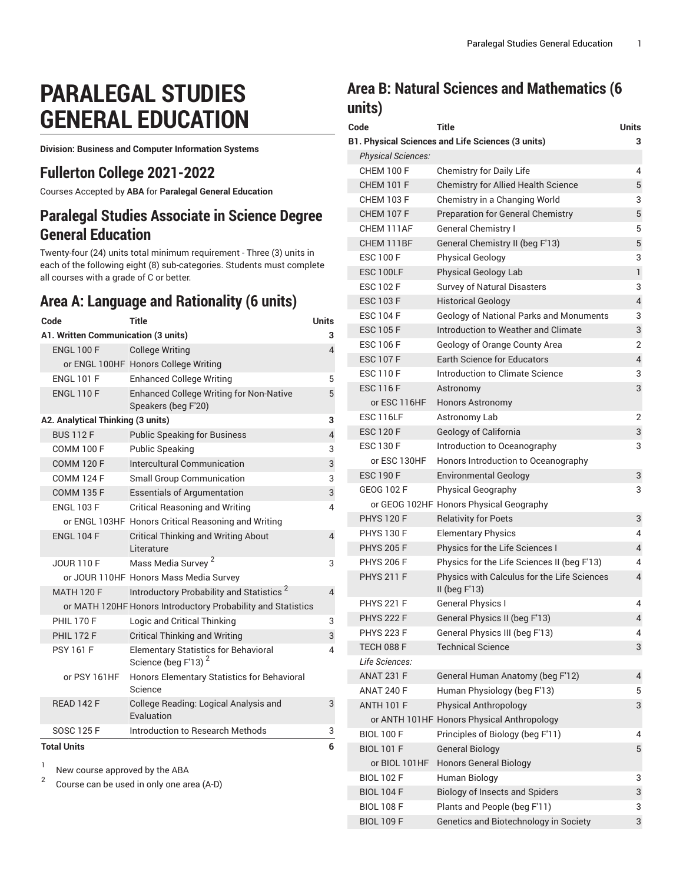# PARALEGAL STUDIES GENERAL EDUCATION

**Division: Business and Computer Information Systems**

## Fullerton College 2021-2022

Courses Accepted by **ABA** for **Paralegal General Education**

## Paralegal Studies Associate in Science Degree General Education

Twenty-four (24) units total minimum requirement - Three (3) units in each of the following eight (8) sub-categories. Students must complete all courses with a grade of C or better.

## Area A: Language and Rationality (6 units)

| Code | Title | Units |
|---|---|---|
| **A1. Written Communication (3 units)** | | **3** |
| ENGL 100 F | College Writing | 4 |
| or ENGL 100HF | Honors College Writing | |
| ENGL 101 F | Enhanced College Writing | 5 |
| ENGL 110 F | Enhanced College Writing for Non-Native Speakers (beg F'20) | 5 |
| **A2. Analytical Thinking (3 units)** | | **3** |
| BUS 112 F | Public Speaking for Business | 4 |
| COMM 100 F | Public Speaking | 3 |
| COMM 120 F | Intercultural Communication | 3 |
| COMM 124 F | Small Group Communication | 3 |
| COMM 135 F | Essentials of Argumentation | 3 |
| ENGL 103 F | Critical Reasoning and Writing | 4 |
| or ENGL 103HF | Honors Critical Reasoning and Writing | |
| ENGL 104 F | Critical Thinking and Writing About Literature | 4 |
| JOUR 110 F | Mass Media Survey [2] | 3 |
| or JOUR 110HF | Honors Mass Media Survey | |
| MATH 120 F | Introductory Probability and Statistics [2] | 4 |
| or MATH 120HF | Honors Introductory Probability and Statistics | |
| PHIL 170 F | Logic and Critical Thinking | 3 |
| PHIL 172 F | Critical Thinking and Writing | 3 |
| PSY 161 F | Elementary Statistics for Behavioral Science (beg F'13) [2] | 4 |
| or PSY 161HF | Honors Elementary Statistics for Behavioral Science | |
| READ 142 F | College Reading: Logical Analysis and Evaluation | 3 |
| SOSC 125 F | Introduction to Research Methods | 3 |
| **Total Units** | | **6** |

1. New course approved by the ABA
2. Course can be used in only one area (A-D)

## Area B: Natural Sciences and Mathematics (6 units)

| Code | Title | Units |
|---|---|---|
| **B1. Physical Sciences and Life Sciences (3 units)** | | **3** |
| *Physical Sciences:* | | |
| CHEM 100 F | Chemistry for Daily Life | 4 |
| CHEM 101 F | Chemistry for Allied Health Science | 5 |
| CHEM 103 F | Chemistry in a Changing World | 3 |
| CHEM 107 F | Preparation for General Chemistry | 5 |
| CHEM 111AF | General Chemistry I | 5 |
| CHEM 111BF | General Chemistry II (beg F'13) | 5 |
| ESC 100 F | Physical Geology | 3 |
| ESC 100LF | Physical Geology Lab | 1 |
| ESC 102 F | Survey of Natural Disasters | 3 |
| ESC 103 F | Historical Geology | 4 |
| ESC 104 F | Geology of National Parks and Monuments | 3 |
| ESC 105 F | Introduction to Weather and Climate | 3 |
| ESC 106 F | Geology of Orange County Area | 2 |
| ESC 107 F | Earth Science for Educators | 4 |
| ESC 110 F | Introduction to Climate Science | 3 |
| ESC 116 F | Astronomy | 3 |
| or ESC 116HF | Honors Astronomy | |
| ESC 116LF | Astronomy Lab | 2 |
| ESC 120 F | Geology of California | 3 |
| ESC 130 F | Introduction to Oceanography | 3 |
| or ESC 130HF | Honors Introduction to Oceanography | |
| ESC 190 F | Environmental Geology | 3 |
| GEOG 102 F | Physical Geography | 3 |
| or GEOG 102HF | Honors Physical Geography | |
| PHYS 120 F | Relativity for Poets | 3 |
| PHYS 130 F | Elementary Physics | 4 |
| PHYS 205 F | Physics for the Life Sciences I | 4 |
| PHYS 206 F | Physics for the Life Sciences II (beg F'13) | 4 |
| PHYS 211 F | Physics with Calculus for the Life Sciences II (beg F'13) | 4 |
| PHYS 221 F | General Physics I | 4 |
| PHYS 222 F | General Physics II (beg F'13) | 4 |
| PHYS 223 F | General Physics III (beg F'13) | 4 |
| TECH 088 F | Technical Science | 3 |
| *Life Sciences:* | | |
| ANAT 231 F | General Human Anatomy (beg F'12) | 4 |
| ANAT 240 F | Human Physiology (beg F'13) | 5 |
| ANTH 101 F | Physical Anthropology | 3 |
| or ANTH 101HF | Honors Physical Anthropology | |
| BIOL 100 F | Principles of Biology (beg F'11) | 4 |
| BIOL 101 F | General Biology | 5 |
| or BIOL 101HF | Honors General Biology | |
| BIOL 102 F | Human Biology | 3 |
| BIOL 104 F | Biology of Insects and Spiders | 3 |
| BIOL 108 F | Plants and People (beg F'11) | 3 |
| BIOL 109 F | Genetics and Biotechnology in Society | 3 |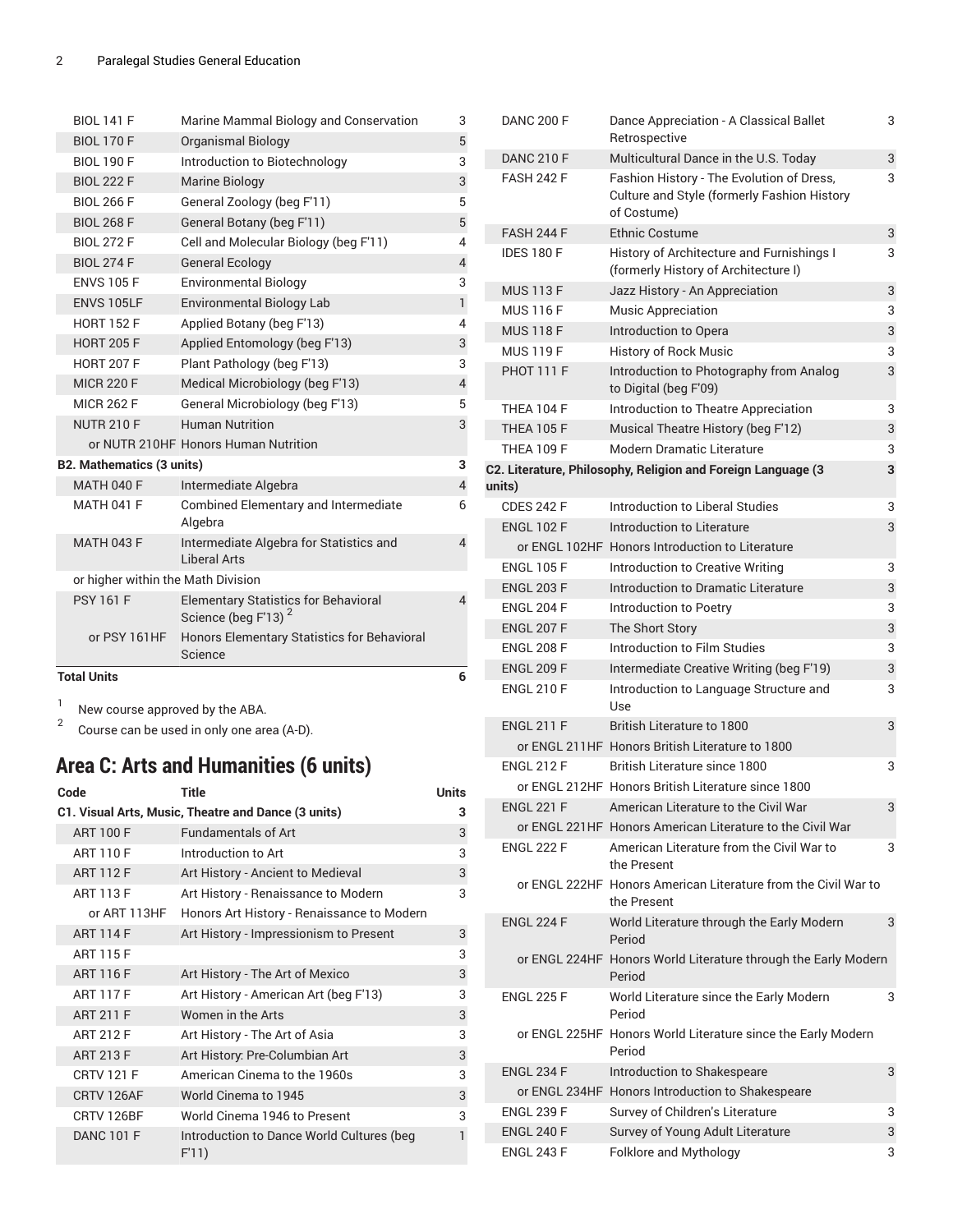| | | |
|---|---|---|
| BIOL 141 F | Marine Mammal Biology and Conservation | 3 |
| BIOL 170 F | Organismal Biology | 5 |
| BIOL 190 F | Introduction to Biotechnology | 3 |
| BIOL 222 F | Marine Biology | 3 |
| BIOL 266 F | General Zoology (beg F'11) | 5 |
| BIOL 268 F | General Botany (beg F'11) | 5 |
| BIOL 272 F | Cell and Molecular Biology (beg F'11) | 4 |
| BIOL 274 F | General Ecology | 4 |
| ENVS 105 F | Environmental Biology | 3 |
| ENVS 105LF | Environmental Biology Lab | 1 |
| HORT 152 F | Applied Botany (beg F'13) | 4 |
| HORT 205 F | Applied Entomology (beg F'13) | 3 |
| HORT 207 F | Plant Pathology (beg F'13) | 3 |
| MICR 220 F | Medical Microbiology (beg F'13) | 4 |
| MICR 262 F | General Microbiology (beg F'13) | 5 |
| NUTR 210 F | Human Nutrition | 3 |
| or NUTR 210HF | Honors Human Nutrition | |
| **B2. Mathematics (3 units)** | | **3** |
| MATH 040 F | Intermediate Algebra | 4 |
| MATH 041 F | Combined Elementary and Intermediate Algebra | 6 |
| MATH 043 F | Intermediate Algebra for Statistics and Liberal Arts | 4 |
| or higher within the Math Division | | |
| PSY 161 F | Elementary Statistics for Behavioral Science (beg F'13) [2] | 4 |
| or PSY 161HF | Honors Elementary Statistics for Behavioral Science | |
| **Total Units** | | **6** |

[1] New course approved by the ABA.

[2] Course can be used in only one area (A-D).

## Area C: Arts and Humanities (6 units)

| Code | Title | Units |
|---|---|---|
| **C1. Visual Arts, Music, Theatre and Dance (3 units)** | | **3** |
| ART 100 F | Fundamentals of Art | 3 |
| ART 110 F | Introduction to Art | 3 |
| ART 112 F | Art History - Ancient to Medieval | 3 |
| ART 113 F | Art History - Renaissance to Modern | 3 |
| or ART 113HF | Honors Art History - Renaissance to Modern | |
| ART 114 F | Art History - Impressionism to Present | 3 |
| ART 115 F | | 3 |
| ART 116 F | Art History - The Art of Mexico | 3 |
| ART 117 F | Art History - American Art (beg F'13) | 3 |
| ART 211 F | Women in the Arts | 3 |
| ART 212 F | Art History - The Art of Asia | 3 |
| ART 213 F | Art History: Pre-Columbian Art | 3 |
| CRTV 121 F | American Cinema to the 1960s | 3 |
| CRTV 126AF | World Cinema to 1945 | 3 |
| CRTV 126BF | World Cinema 1946 to Present | 3 |
| DANC 101 F | Introduction to Dance World Cultures (beg F'11) | 1 |
| DANC 200 F | Dance Appreciation - A Classical Ballet Retrospective | 3 |
| DANC 210 F | Multicultural Dance in the U.S. Today | 3 |
| FASH 242 F | Fashion History - The Evolution of Dress, Culture and Style (formerly Fashion History of Costume) | 3 |
| FASH 244 F | Ethnic Costume | 3 |
| IDES 180 F | History of Architecture and Furnishings I (formerly History of Architecture I) | 3 |
| MUS 113 F | Jazz History - An Appreciation | 3 |
| MUS 116 F | Music Appreciation | 3 |
| MUS 118 F | Introduction to Opera | 3 |
| MUS 119 F | History of Rock Music | 3 |
| PHOT 111 F | Introduction to Photography from Analog to Digital (beg F'09) | 3 |
| THEA 104 F | Introduction to Theatre Appreciation | 3 |
| THEA 105 F | Musical Theatre History (beg F'12) | 3 |
| THEA 109 F | Modern Dramatic Literature | 3 |
| **C2. Literature, Philosophy, Religion and Foreign Language (3 units)** | | **3** |
| CDES 242 F | Introduction to Liberal Studies | 3 |
| ENGL 102 F | Introduction to Literature | 3 |
| or ENGL 102HF | Honors Introduction to Literature | |
| ENGL 105 F | Introduction to Creative Writing | 3 |
| ENGL 203 F | Introduction to Dramatic Literature | 3 |
| ENGL 204 F | Introduction to Poetry | 3 |
| ENGL 207 F | The Short Story | 3 |
| ENGL 208 F | Introduction to Film Studies | 3 |
| ENGL 209 F | Intermediate Creative Writing (beg F'19) | 3 |
| ENGL 210 F | Introduction to Language Structure and Use | 3 |
| ENGL 211 F | British Literature to 1800 | 3 |
| or ENGL 211HF | Honors British Literature to 1800 | |
| ENGL 212 F | British Literature since 1800 | 3 |
| or ENGL 212HF | Honors British Literature since 1800 | |
| ENGL 221 F | American Literature to the Civil War | 3 |
| or ENGL 221HF | Honors American Literature to the Civil War | |
| ENGL 222 F | American Literature from the Civil War to the Present | 3 |
| or ENGL 222HF | Honors American Literature from the Civil War to the Present | |
| ENGL 224 F | World Literature through the Early Modern Period | 3 |
| or ENGL 224HF | Honors World Literature through the Early Modern Period | |
| ENGL 225 F | World Literature since the Early Modern Period | 3 |
| or ENGL 225HF | Honors World Literature since the Early Modern Period | |
| ENGL 234 F | Introduction to Shakespeare | 3 |
| or ENGL 234HF | Honors Introduction to Shakespeare | |
| ENGL 239 F | Survey of Children's Literature | 3 |
| ENGL 240 F | Survey of Young Adult Literature | 3 |
| ENGL 243 F | Folklore and Mythology | 3 |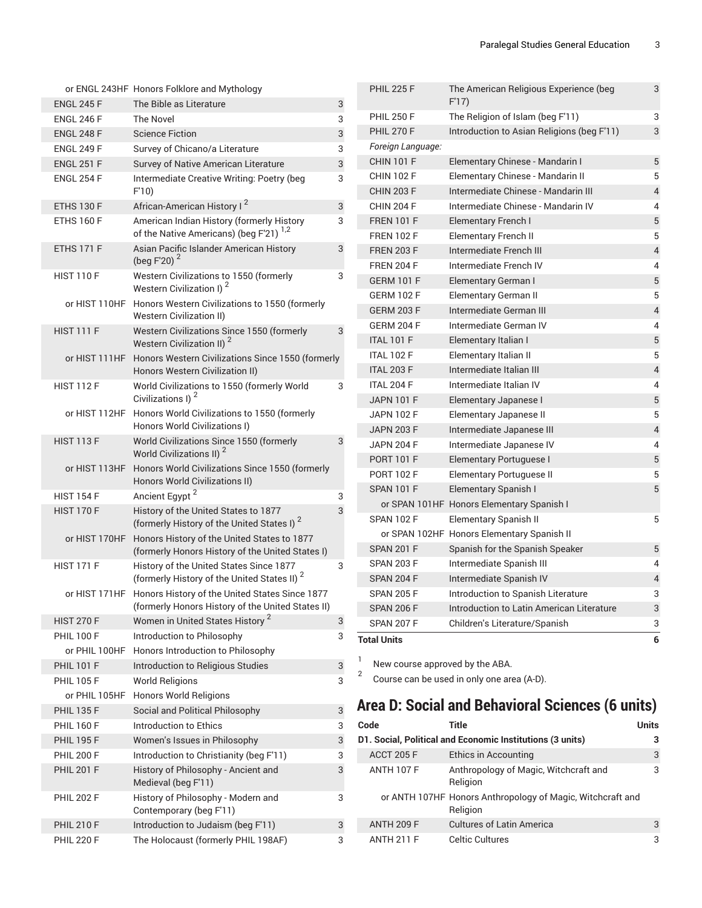| Code | Title | Units |
|---|---|---|
| or ENGL 243HF | Honors Folklore and Mythology | |
| ENGL 245 F | The Bible as Literature | 3 |
| ENGL 246 F | The Novel | 3 |
| ENGL 248 F | Science Fiction | 3 |
| ENGL 249 F | Survey of Chicano/a Literature | 3 |
| ENGL 251 F | Survey of Native American Literature | 3 |
| ENGL 254 F | Intermediate Creative Writing: Poetry (beg F'10) | 3 |
| ETHS 130 F | African-American History I [2] | 3 |
| ETHS 160 F | American Indian History (formerly History of the Native Americans) (beg F'21) [1,2] | 3 |
| ETHS 171 F | Asian Pacific Islander American History (beg F'20) [2] | 3 |
| HIST 110 F | Western Civilizations to 1550 (formerly Western Civilization I) [2] | 3 |
| or HIST 110HF | Honors Western Civilizations to 1550 (formerly Western Civilization II) | |
| HIST 111 F | Western Civilizations Since 1550 (formerly Western Civilization II) [2] | 3 |
| or HIST 111HF | Honors Western Civilizations Since 1550 (formerly Honors Western Civilization II) | |
| HIST 112 F | World Civilizations to 1550 (formerly World Civilizations I) [2] | 3 |
| or HIST 112HF | Honors World Civilizations to 1550 (formerly Honors World Civilizations I) | |
| HIST 113 F | World Civilizations Since 1550 (formerly World Civilizations II) [2] | 3 |
| or HIST 113HF | Honors World Civilizations Since 1550 (formerly Honors World Civilizations II) | |
| HIST 154 F | Ancient Egypt [2] | 3 |
| HIST 170 F | History of the United States to 1877 (formerly History of the United States I) [2] | 3 |
| or HIST 170HF | Honors History of the United States to 1877 (formerly Honors History of the United States I) | |
| HIST 171 F | History of the United States Since 1877 (formerly History of the United States II) [2] | 3 |
| or HIST 171HF | Honors History of the United States Since 1877 (formerly Honors History of the United States II) | |
| HIST 270 F | Women in United States History [2] | 3 |
| PHIL 100 F | Introduction to Philosophy | 3 |
| or PHIL 100HF | Honors Introduction to Philosophy | |
| PHIL 101 F | Introduction to Religious Studies | 3 |
| PHIL 105 F | World Religions | 3 |
| or PHIL 105HF | Honors World Religions | |
| PHIL 135 F | Social and Political Philosophy | 3 |
| PHIL 160 F | Introduction to Ethics | 3 |
| PHIL 195 F | Women's Issues in Philosophy | 3 |
| PHIL 200 F | Introduction to Christianity (beg F'11) | 3 |
| PHIL 201 F | History of Philosophy - Ancient and Medieval (beg F'11) | 3 |
| PHIL 202 F | History of Philosophy - Modern and Contemporary (beg F'11) | 3 |
| PHIL 210 F | Introduction to Judaism (beg F'11) | 3 |
| PHIL 220 F | The Holocaust (formerly PHIL 198AF) | 3 |
| PHIL 225 F | The American Religious Experience (beg F'17) | 3 |
| PHIL 250 F | The Religion of Islam (beg F'11) | 3 |
| PHIL 270 F | Introduction to Asian Religions (beg F'11) | 3 |
| *Foreign Language:* | | |
| CHIN 101 F | Elementary Chinese - Mandarin I | 5 |
| CHIN 102 F | Elementary Chinese - Mandarin II | 5 |
| CHIN 203 F | Intermediate Chinese - Mandarin III | 4 |
| CHIN 204 F | Intermediate Chinese - Mandarin IV | 4 |
| FREN 101 F | Elementary French I | 5 |
| FREN 102 F | Elementary French II | 5 |
| FREN 203 F | Intermediate French III | 4 |
| FREN 204 F | Intermediate French IV | 4 |
| GERM 101 F | Elementary German I | 5 |
| GERM 102 F | Elementary German II | 5 |
| GERM 203 F | Intermediate German III | 4 |
| GERM 204 F | Intermediate German IV | 4 |
| ITAL 101 F | Elementary Italian I | 5 |
| ITAL 102 F | Elementary Italian II | 5 |
| ITAL 203 F | Intermediate Italian III | 4 |
| ITAL 204 F | Intermediate Italian IV | 4 |
| JAPN 101 F | Elementary Japanese I | 5 |
| JAPN 102 F | Elementary Japanese II | 5 |
| JAPN 203 F | Intermediate Japanese III | 4 |
| JAPN 204 F | Intermediate Japanese IV | 4 |
| PORT 101 F | Elementary Portuguese I | 5 |
| PORT 102 F | Elementary Portuguese II | 5 |
| SPAN 101 F | Elementary Spanish I | 5 |
| or SPAN 101HF | Honors Elementary Spanish I | |
| SPAN 102 F | Elementary Spanish II | 5 |
| or SPAN 102HF | Honors Elementary Spanish II | |
| SPAN 201 F | Spanish for the Spanish Speaker | 5 |
| SPAN 203 F | Intermediate Spanish III | 4 |
| SPAN 204 F | Intermediate Spanish IV | 4 |
| SPAN 205 F | Introduction to Spanish Literature | 3 |
| SPAN 206 F | Introduction to Latin American Literature | 3 |
| SPAN 207 F | Children's Literature/Spanish | 3 |
| **Total Units** | | **6** |

1. New course approved by the ABA.
2. Course can be used in only one area (A-D).

## Area D: Social and Behavioral Sciences (6 units)

| Code | Title | Units |
|---|---|---|
| **D1. Social, Political and Economic Institutions (3 units)** | | **3** |
| ACCT 205 F | Ethics in Accounting | 3 |
| ANTH 107 F | Anthropology of Magic, Witchcraft and Religion | 3 |
| or ANTH 107HF | Honors Anthropology of Magic, Witchcraft and Religion | |
| ANTH 209 F | Cultures of Latin America | 3 |
| ANTH 211 F | Celtic Cultures | 3 |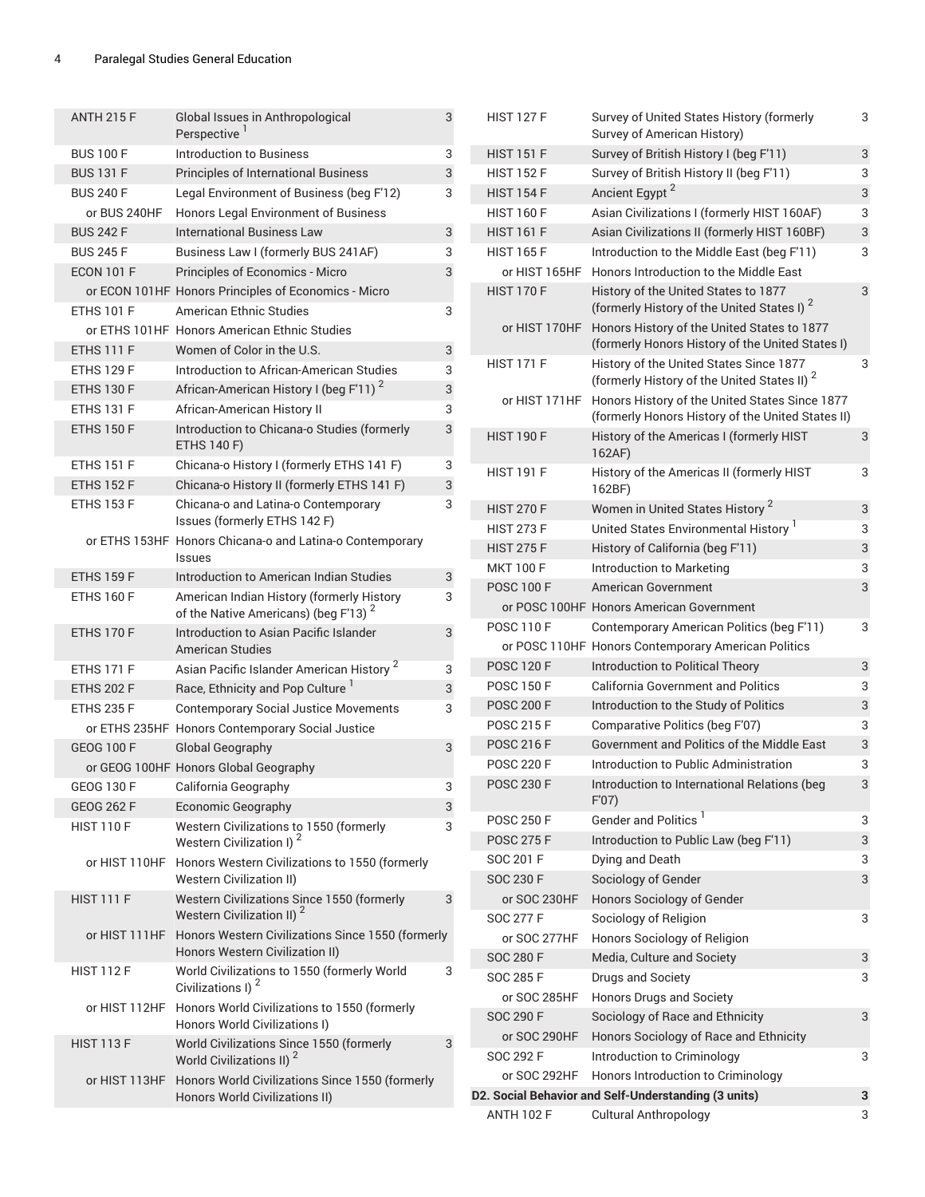| Course | Title | Units |
|---|---|---|
| ANTH 215 F | Global Issues in Anthropological Perspective [1] | 3 |
| BUS 100 F | Introduction to Business | 3 |
| BUS 131 F | Principles of International Business | 3 |
| BUS 240 F | Legal Environment of Business (beg F'12) | 3 |
| or BUS 240HF | Honors Legal Environment of Business | |
| BUS 242 F | International Business Law | 3 |
| BUS 245 F | Business Law I (formerly BUS 241AF) | 3 |
| ECON 101 F | Principles of Economics - Micro | 3 |
| or ECON 101HF | Honors Principles of Economics - Micro | |
| ETHS 101 F | American Ethnic Studies | 3 |
| or ETHS 101HF | Honors American Ethnic Studies | |
| ETHS 111 F | Women of Color in the U.S. | 3 |
| ETHS 129 F | Introduction to African-American Studies | 3 |
| ETHS 130 F | African-American History I (beg F'11) [2] | 3 |
| ETHS 131 F | African-American History II | 3 |
| ETHS 150 F | Introduction to Chicana-o Studies (formerly ETHS 140 F) | 3 |
| ETHS 151 F | Chicana-o History I (formerly ETHS 141 F) | 3 |
| ETHS 152 F | Chicana-o History II (formerly ETHS 141 F) | 3 |
| ETHS 153 F | Chicana-o and Latina-o Contemporary Issues (formerly ETHS 142 F) | 3 |
| or ETHS 153HF | Honors Chicana-o and Latina-o Contemporary Issues | |
| ETHS 159 F | Introduction to American Indian Studies | 3 |
| ETHS 160 F | American Indian History (formerly History of the Native Americans) (beg F'13) [2] | 3 |
| ETHS 170 F | Introduction to Asian Pacific Islander American Studies | 3 |
| ETHS 171 F | Asian Pacific Islander American History [2] | 3 |
| ETHS 202 F | Race, Ethnicity and Pop Culture [1] | 3 |
| ETHS 235 F | Contemporary Social Justice Movements | 3 |
| or ETHS 235HF | Honors Contemporary Social Justice | |
| GEOG 100 F | Global Geography | 3 |
| or GEOG 100HF | Honors Global Geography | |
| GEOG 130 F | California Geography | 3 |
| GEOG 262 F | Economic Geography | 3 |
| HIST 110 F | Western Civilizations to 1550 (formerly Western Civilization I) [2] | 3 |
| or HIST 110HF | Honors Western Civilizations to 1550 (formerly Western Civilization II) | |
| HIST 111 F | Western Civilizations Since 1550 (formerly Western Civilization II) [2] | 3 |
| or HIST 111HF | Honors Western Civilizations Since 1550 (formerly Honors Western Civilization II) | |
| HIST 112 F | World Civilizations to 1550 (formerly World Civilizations I) [2] | 3 |
| or HIST 112HF | Honors World Civilizations to 1550 (formerly Honors World Civilizations I) | |
| HIST 113 F | World Civilizations Since 1550 (formerly World Civilizations II) [2] | 3 |
| or HIST 113HF | Honors World Civilizations Since 1550 (formerly Honors World Civilizations II) | |
| HIST 127 F | Survey of United States History (formerly Survey of American History) | 3 |
| HIST 151 F | Survey of British History I (beg F'11) | 3 |
| HIST 152 F | Survey of British History II (beg F'11) | 3 |
| HIST 154 F | Ancient Egypt [2] | 3 |
| HIST 160 F | Asian Civilizations I (formerly HIST 160AF) | 3 |
| HIST 161 F | Asian Civilizations II (formerly HIST 160BF) | 3 |
| HIST 165 F | Introduction to the Middle East (beg F'11) | 3 |
| or HIST 165HF | Honors Introduction to the Middle East | |
| HIST 170 F | History of the United States to 1877 (formerly History of the United States I) [2] | 3 |
| or HIST 170HF | Honors History of the United States to 1877 (formerly Honors History of the United States I) | |
| HIST 171 F | History of the United States Since 1877 (formerly History of the United States II) [2] | 3 |
| or HIST 171HF | Honors History of the United States Since 1877 (formerly Honors History of the United States II) | |
| HIST 190 F | History of the Americas I (formerly HIST 162AF) | 3 |
| HIST 191 F | History of the Americas II (formerly HIST 162BF) | 3 |
| HIST 270 F | Women in United States History [2] | 3 |
| HIST 273 F | United States Environmental History [1] | 3 |
| HIST 275 F | History of California (beg F'11) | 3 |
| MKT 100 F | Introduction to Marketing | 3 |
| POSC 100 F | American Government | 3 |
| or POSC 100HF | Honors American Government | |
| POSC 110 F | Contemporary American Politics (beg F'11) | 3 |
| or POSC 110HF | Honors Contemporary American Politics | |
| POSC 120 F | Introduction to Political Theory | 3 |
| POSC 150 F | California Government and Politics | 3 |
| POSC 200 F | Introduction to the Study of Politics | 3 |
| POSC 215 F | Comparative Politics (beg F'07) | 3 |
| POSC 216 F | Government and Politics of the Middle East | 3 |
| POSC 220 F | Introduction to Public Administration | 3 |
| POSC 230 F | Introduction to International Relations (beg F'07) | 3 |
| POSC 250 F | Gender and Politics [1] | 3 |
| POSC 275 F | Introduction to Public Law (beg F'11) | 3 |
| SOC 201 F | Dying and Death | 3 |
| SOC 230 F | Sociology of Gender | 3 |
| or SOC 230HF | Honors Sociology of Gender | |
| SOC 277 F | Sociology of Religion | 3 |
| or SOC 277HF | Honors Sociology of Religion | |
| SOC 280 F | Media, Culture and Society | 3 |
| SOC 285 F | Drugs and Society | 3 |
| or SOC 285HF | Honors Drugs and Society | |
| SOC 290 F | Sociology of Race and Ethnicity | 3 |
| or SOC 290HF | Honors Sociology of Race and Ethnicity | |
| SOC 292 F | Introduction to Criminology | 3 |
| or SOC 292HF | Honors Introduction to Criminology | |
| **D2. Social Behavior and Self-Understanding (3 units)** | | **3** |
| ANTH 102 F | Cultural Anthropology | 3 |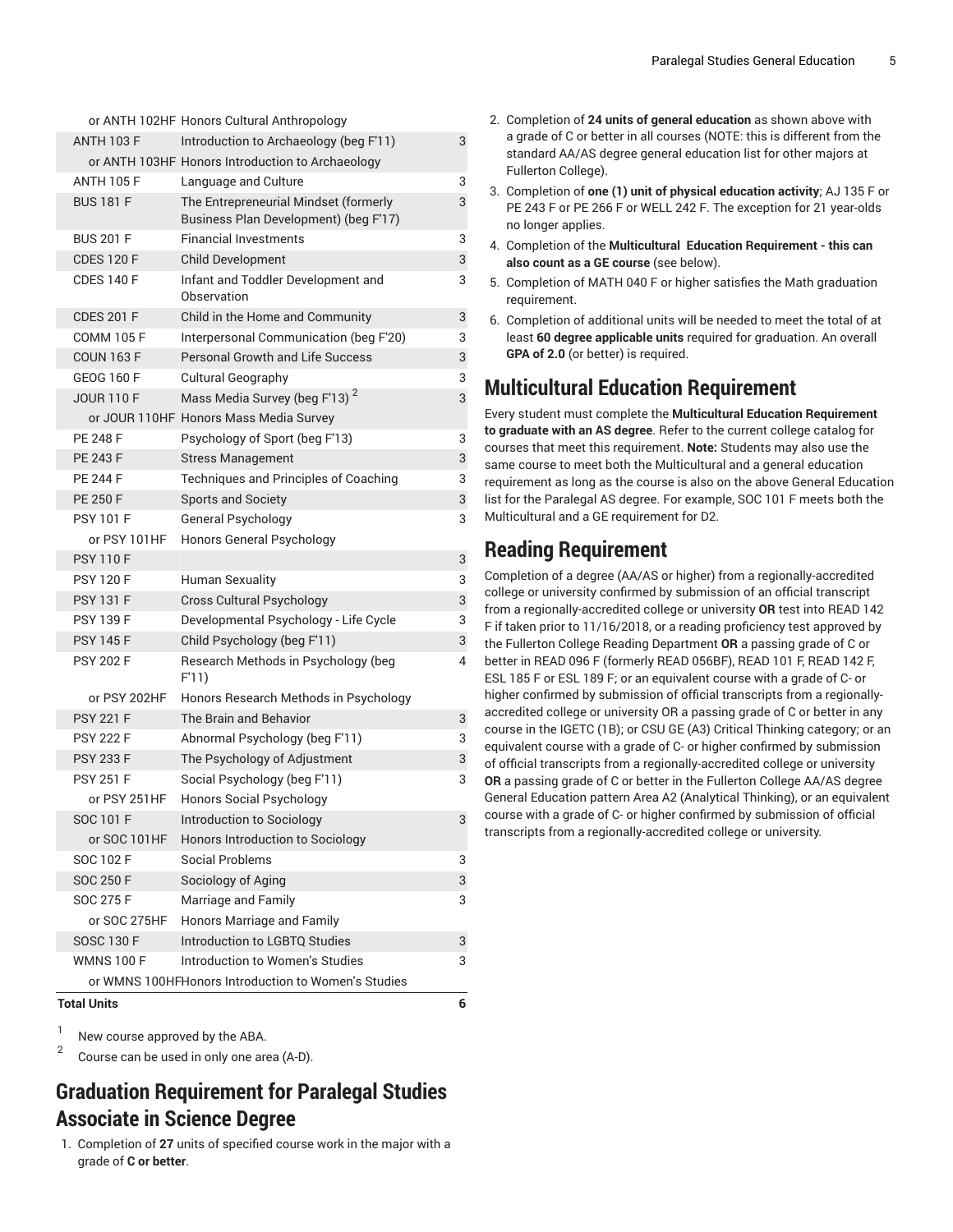| | | |
|---|---|---|
| or ANTH 102HF | Honors Cultural Anthropology | |
| ANTH 103 F | Introduction to Archaeology (beg F'11) | 3 |
| or ANTH 103HF | Honors Introduction to Archaeology | |
| ANTH 105 F | Language and Culture | 3 |
| BUS 181 F | The Entrepreneurial Mindset (formerly Business Plan Development) (beg F'17) | 3 |
| BUS 201 F | Financial Investments | 3 |
| CDES 120 F | Child Development | 3 |
| CDES 140 F | Infant and Toddler Development and Observation | 3 |
| CDES 201 F | Child in the Home and Community | 3 |
| COMM 105 F | Interpersonal Communication (beg F'20) | 3 |
| COUN 163 F | Personal Growth and Life Success | 3 |
| GEOG 160 F | Cultural Geography | 3 |
| JOUR 110 F | Mass Media Survey (beg F'13) [2] | 3 |
| or JOUR 110HF | Honors Mass Media Survey | |
| PE 248 F | Psychology of Sport (beg F'13) | 3 |
| PE 243 F | Stress Management | 3 |
| PE 244 F | Techniques and Principles of Coaching | 3 |
| PE 250 F | Sports and Society | 3 |
| PSY 101 F | General Psychology | 3 |
| or PSY 101HF | Honors General Psychology | |
| PSY 110 F | | 3 |
| PSY 120 F | Human Sexuality | 3 |
| PSY 131 F | Cross Cultural Psychology | 3 |
| PSY 139 F | Developmental Psychology - Life Cycle | 3 |
| PSY 145 F | Child Psychology (beg F'11) | 3 |
| PSY 202 F | Research Methods in Psychology (beg F'11) | 4 |
| or PSY 202HF | Honors Research Methods in Psychology | |
| PSY 221 F | The Brain and Behavior | 3 |
| PSY 222 F | Abnormal Psychology (beg F'11) | 3 |
| PSY 233 F | The Psychology of Adjustment | 3 |
| PSY 251 F | Social Psychology (beg F'11) | 3 |
| or PSY 251HF | Honors Social Psychology | |
| SOC 101 F | Introduction to Sociology | 3 |
| or SOC 101HF | Honors Introduction to Sociology | |
| SOC 102 F | Social Problems | 3 |
| SOC 250 F | Sociology of Aging | 3 |
| SOC 275 F | Marriage and Family | 3 |
| or SOC 275HF | Honors Marriage and Family | |
| SOSC 130 F | Introduction to LGBTQ Studies | 3 |
| WMNS 100 F | Introduction to Women's Studies | 3 |
| or WMNS 100HF | Honors Introduction to Women's Studies | |
| **Total Units** | | **6** |

[1] New course approved by the ABA.

[2] Course can be used in only one area (A-D).

## Graduation Requirement for Paralegal Studies Associate in Science Degree

1. Completion of **27** units of specified course work in the major with a grade of **C or better**.
2. Completion of **24 units of general education** as shown above with a grade of C or better in all courses (NOTE: this is different from the standard AA/AS degree general education list for other majors at Fullerton College).
3. Completion of **one (1) unit of physical education activity**; AJ 135 F or PE 243 F or PE 266 F or WELL 242 F. The exception for 21 year-olds no longer applies.
4. Completion of the **Multicultural Education Requirement - this can also count as a GE course** (see below).
5. Completion of MATH 040 F or higher satisfies the Math graduation requirement.
6. Completion of additional units will be needed to meet the total of at least **60 degree applicable units** required for graduation. An overall **GPA of 2.0** (or better) is required.

## Multicultural Education Requirement

Every student must complete the **Multicultural Education Requirement to graduate with an AS degree**. Refer to the current college catalog for courses that meet this requirement. **Note:** Students may also use the same course to meet both the Multicultural and a general education requirement as long as the course is also on the above General Education list for the Paralegal AS degree. For example, SOC 101 F meets both the Multicultural and a GE requirement for D2.

## Reading Requirement

Completion of a degree (AA/AS or higher) from a regionally-accredited college or university confirmed by submission of an official transcript from a regionally-accredited college or university **OR** test into READ 142 F if taken prior to 11/16/2018, or a reading proficiency test approved by the Fullerton College Reading Department **OR** a passing grade of C or better in READ 096 F (formerly READ 056BF), READ 101 F, READ 142 F, ESL 185 F or ESL 189 F; or an equivalent course with a grade of C- or higher confirmed by submission of official transcripts from a regionally-accredited college or university OR a passing grade of C or better in any course in the IGETC (1B); or CSU GE (A3) Critical Thinking category; or an equivalent course with a grade of C- or higher confirmed by submission of official transcripts from a regionally-accredited college or university **OR** a passing grade of C or better in the Fullerton College AA/AS degree General Education pattern Area A2 (Analytical Thinking), or an equivalent course with a grade of C- or higher confirmed by submission of official transcripts from a regionally-accredited college or university.